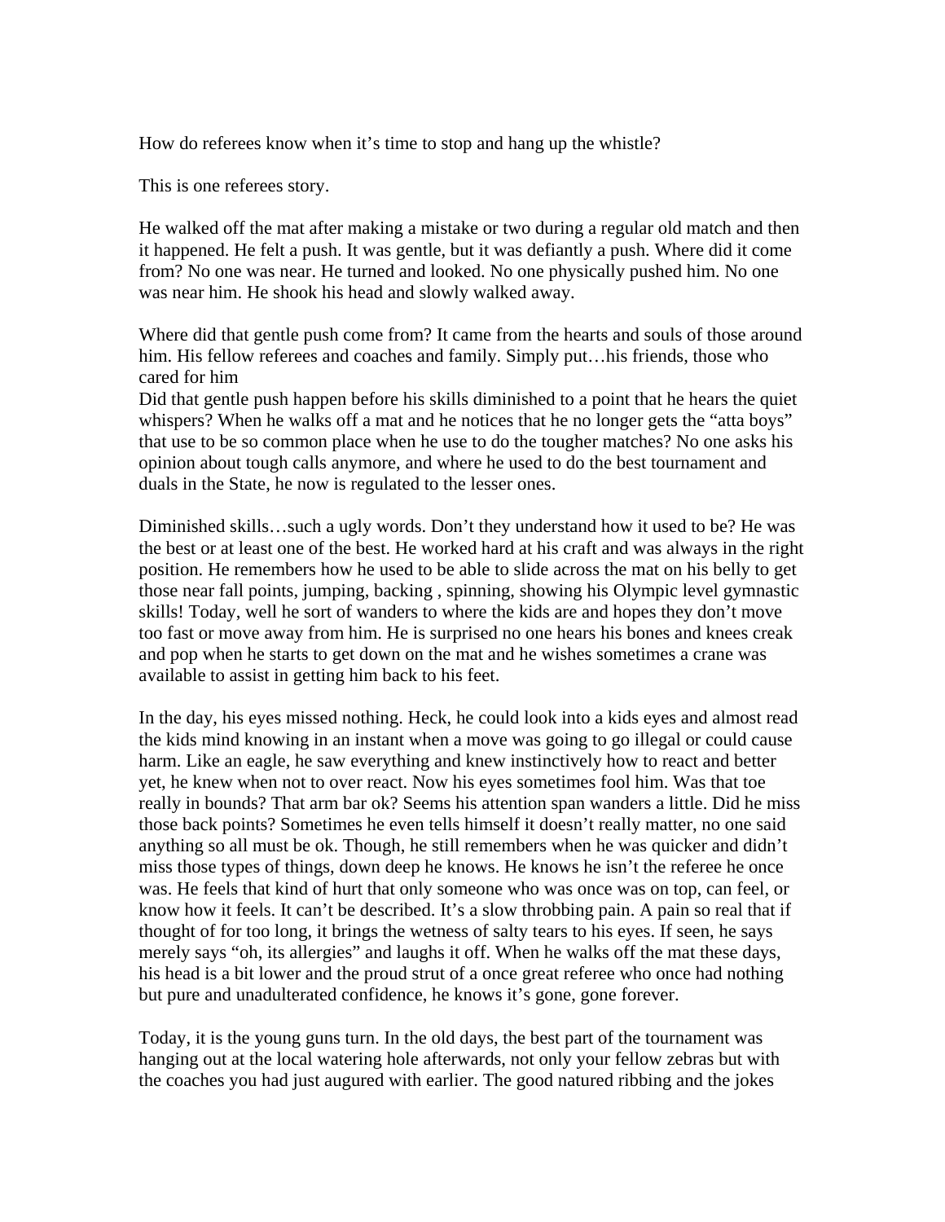How do referees know when it's time to stop and hang up the whistle?

This is one referees story.

He walked off the mat after making a mistake or two during a regular old match and then it happened. He felt a push. It was gentle, but it was defiantly a push. Where did it come from? No one was near. He turned and looked. No one physically pushed him. No one was near him. He shook his head and slowly walked away.

Where did that gentle push come from? It came from the hearts and souls of those around him. His fellow referees and coaches and family. Simply put…his friends, those who cared for him
Did that gentle push happen before his skills diminished to a point that he hears the quiet whispers? When he walks off a mat and he notices that he no longer gets the "atta boys" that use to be so common place when he use to do the tougher matches? No one asks his opinion about tough calls anymore, and where he used to do the best tournament and duals in the State, he now is regulated to the lesser ones.

Diminished skills…such a ugly words. Don't they understand how it used to be? He was the best or at least one of the best. He worked hard at his craft and was always in the right position. He remembers how he used to be able to slide across the mat on his belly to get those near fall points, jumping, backing , spinning, showing his Olympic level gymnastic skills! Today, well he sort of wanders to where the kids are and hopes they don't move too fast or move away from him. He is surprised no one hears his bones and knees creak and pop when he starts to get down on the mat and he wishes sometimes a crane was available to assist in getting him back to his feet.

In the day, his eyes missed nothing. Heck, he could look into a kids eyes and almost read the kids mind knowing in an instant when a move was going to go illegal or could cause harm. Like an eagle, he saw everything and knew instinctively how to react and better yet, he knew when not to over react. Now his eyes sometimes fool him. Was that toe really in bounds? That arm bar ok? Seems his attention span wanders a little. Did he miss those back points? Sometimes he even tells himself it doesn't really matter, no one said anything so all must be ok. Though, he still remembers when he was quicker and didn't miss those types of things, down deep he knows. He knows he isn't the referee he once was. He feels that kind of hurt that only someone who was once was on top, can feel, or know how it feels. It can't be described. It's a slow throbbing pain. A pain so real that if thought of for too long, it brings the wetness of salty tears to his eyes. If seen, he says merely says "oh, its allergies" and laughs it off. When he walks off the mat these days, his head is a bit lower and the proud strut of a once great referee who once had nothing but pure and unadulterated confidence, he knows it's gone, gone forever.

Today, it is the young guns turn. In the old days, the best part of the tournament was hanging out at the local watering hole afterwards, not only your fellow zebras but with the coaches you had just augured with earlier. The good natured ribbing and the jokes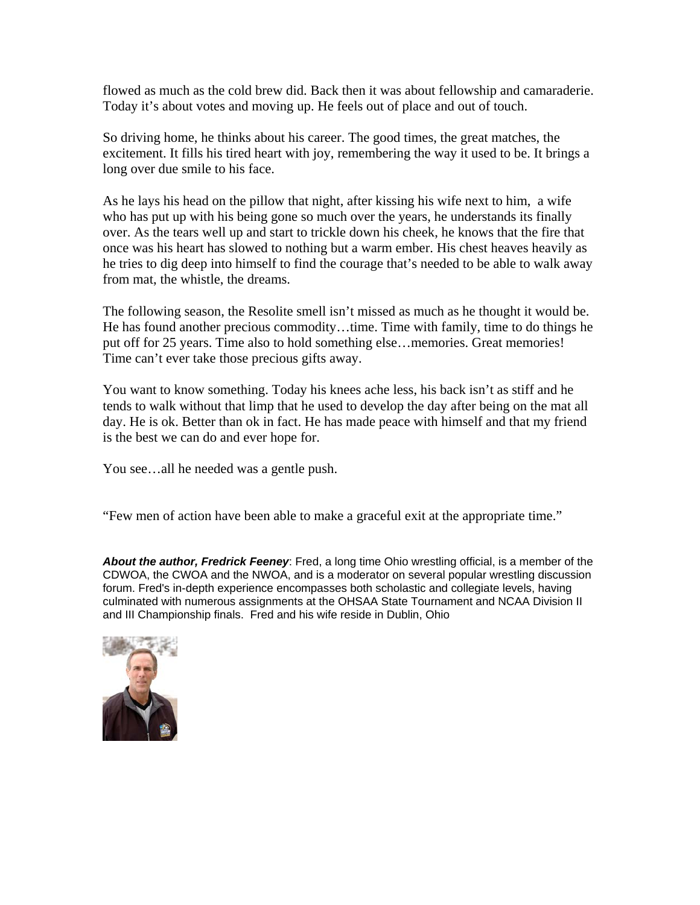flowed as much as the cold brew did. Back then it was about fellowship and camaraderie. Today it's about votes and moving up. He feels out of place and out of touch.

So driving home, he thinks about his career. The good times, the great matches, the excitement. It fills his tired heart with joy, remembering the way it used to be. It brings a long over due smile to his face.

As he lays his head on the pillow that night, after kissing his wife next to him, a wife who has put up with his being gone so much over the years, he understands its finally over. As the tears well up and start to trickle down his cheek, he knows that the fire that once was his heart has slowed to nothing but a warm ember. His chest heaves heavily as he tries to dig deep into himself to find the courage that's needed to be able to walk away from mat, the whistle, the dreams.

The following season, the Resolite smell isn't missed as much as he thought it would be. He has found another precious commodity…time. Time with family, time to do things he put off for 25 years. Time also to hold something else…memories. Great memories! Time can't ever take those precious gifts away.

You want to know something. Today his knees ache less, his back isn't as stiff and he tends to walk without that limp that he used to develop the day after being on the mat all day. He is ok. Better than ok in fact. He has made peace with himself and that my friend is the best we can do and ever hope for.

You see…all he needed was a gentle push.

"Few men of action have been able to make a graceful exit at the appropriate time."

***About the author, Fredrick Feeney***: Fred, a long time Ohio wrestling official, is a member of the CDWOA, the CWOA and the NWOA, and is a moderator on several popular wrestling discussion forum. Fred's in-depth experience encompasses both scholastic and collegiate levels, having culminated with numerous assignments at the OHSAA State Tournament and NCAA Division II and III Championship finals. Fred and his wife reside in Dublin, Ohio